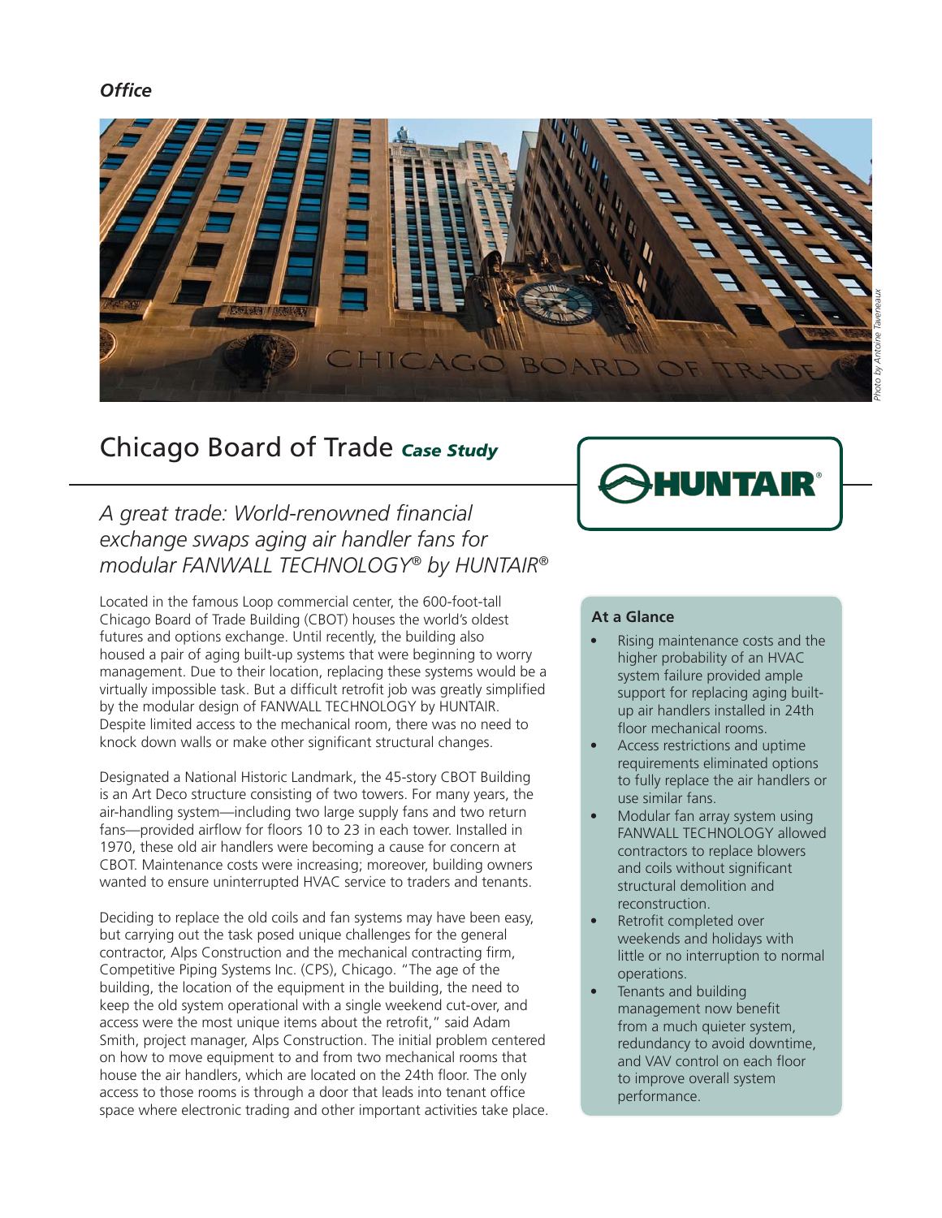*Office*

Photo by Antoine Taveneaux

# Chicago Board of Trade *Case Study*

## *A great trade: World-renowned financial exchange swaps aging air handler fans for modular FANWALL TECHNOLOGY® by HUNTAIR®*

Located in the famous Loop commercial center, the 600-foot-tall Chicago Board of Trade Building (CBOT) houses the world's oldest futures and options exchange. Until recently, the building also housed a pair of aging built-up systems that were beginning to worry management. Due to their location, replacing these systems would be a virtually impossible task. But a difficult retrofit job was greatly simplified by the modular design of FANWALL TECHNOLOGY by HUNTAIR. Despite limited access to the mechanical room, there was no need to knock down walls or make other significant structural changes.

Designated a National Historic Landmark, the 45-story CBOT Building is an Art Deco structure consisting of two towers. For many years, the air-handling system—including two large supply fans and two return fans—provided airflow for floors 10 to 23 in each tower. Installed in 1970, these old air handlers were becoming a cause for concern at CBOT. Maintenance costs were increasing; moreover, building owners wanted to ensure uninterrupted HVAC service to traders and tenants.

Deciding to replace the old coils and fan systems may have been easy, but carrying out the task posed unique challenges for the general contractor, Alps Construction and the mechanical contracting firm, Competitive Piping Systems Inc. (CPS), Chicago. "The age of the building, the location of the equipment in the building, the need to keep the old system operational with a single weekend cut-over, and access were the most unique items about the retrofit," said Adam Smith, project manager, Alps Construction. The initial problem centered on how to move equipment to and from two mechanical rooms that house the air handlers, which are located on the 24th floor. The only access to those rooms is through a door that leads into tenant office space where electronic trading and other important activities take place.

### At a Glance

- Rising maintenance costs and the higher probability of an HVAC system failure provided ample support for replacing aging built-up air handlers installed in 24th floor mechanical rooms.
- Access restrictions and uptime requirements eliminated options to fully replace the air handlers or use similar fans.
- Modular fan array system using FANWALL TECHNOLOGY allowed contractors to replace blowers and coils without significant structural demolition and reconstruction.
- Retrofit completed over weekends and holidays with little or no interruption to normal operations.
- Tenants and building management now benefit from a much quieter system, redundancy to avoid downtime, and VAV control on each floor to improve overall system performance.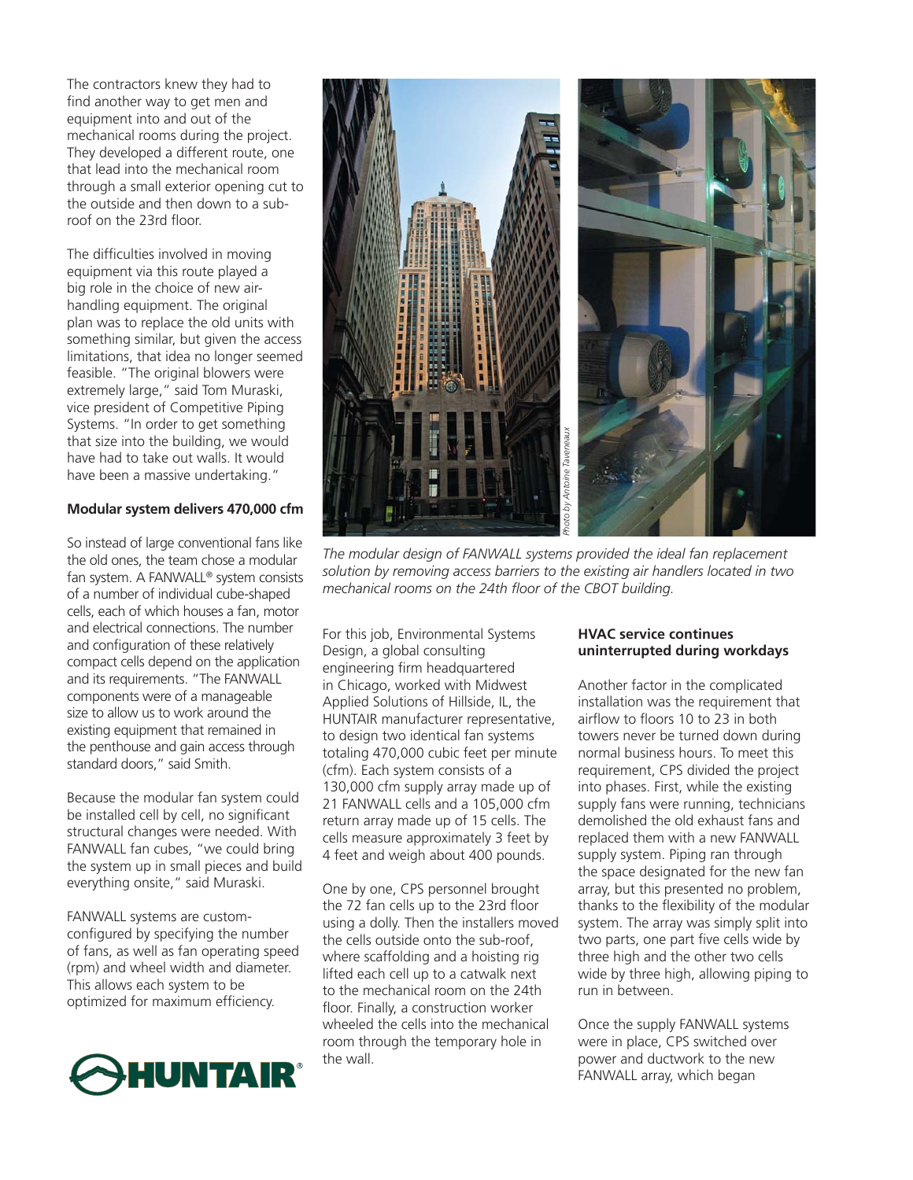The contractors knew they had to find another way to get men and equipment into and out of the mechanical rooms during the project. They developed a different route, one that lead into the mechanical room through a small exterior opening cut to the outside and then down to a sub-roof on the 23rd floor.

The difficulties involved in moving equipment via this route played a big role in the choice of new air-handling equipment. The original plan was to replace the old units with something similar, but given the access limitations, that idea no longer seemed feasible. "The original blowers were extremely large," said Tom Muraski, vice president of Competitive Piping Systems. "In order to get something that size into the building, we would have had to take out walls. It would have been a massive undertaking."

**Modular system delivers 470,000 cfm**

So instead of large conventional fans like the old ones, the team chose a modular fan system. A FANWALL® system consists of a number of individual cube-shaped cells, each of which houses a fan, motor and electrical connections. The number and configuration of these relatively compact cells depend on the application and its requirements. "The FANWALL components were of a manageable size to allow us to work around the existing equipment that remained in the penthouse and gain access through standard doors," said Smith.

Because the modular fan system could be installed cell by cell, no significant structural changes were needed. With FANWALL fan cubes, "we could bring the system up in small pieces and build everything onsite," said Muraski.

FANWALL systems are custom-configured by specifying the number of fans, as well as fan operating speed (rpm) and wheel width and diameter. This allows each system to be optimized for maximum efficiency.

Photo by Antoine Taveneaux

*The modular design of FANWALL systems provided the ideal fan replacement solution by removing access barriers to the existing air handlers located in two mechanical rooms on the 24th floor of the CBOT building.*

For this job, Environmental Systems Design, a global consulting engineering firm headquartered in Chicago, worked with Midwest Applied Solutions of Hillside, IL, the HUNTAIR manufacturer representative, to design two identical fan systems totaling 470,000 cubic feet per minute (cfm). Each system consists of a 130,000 cfm supply array made up of 21 FANWALL cells and a 105,000 cfm return array made up of 15 cells. The cells measure approximately 3 feet by 4 feet and weigh about 400 pounds.

One by one, CPS personnel brought the 72 fan cells up to the 23rd floor using a dolly. Then the installers moved the cells outside onto the sub-roof, where scaffolding and a hoisting rig lifted each cell up to a catwalk next to the mechanical room on the 24th floor. Finally, a construction worker wheeled the cells into the mechanical room through the temporary hole in the wall.

**HVAC service continues uninterrupted during workdays**

Another factor in the complicated installation was the requirement that airflow to floors 10 to 23 in both towers never be turned down during normal business hours. To meet this requirement, CPS divided the project into phases. First, while the existing supply fans were running, technicians demolished the old exhaust fans and replaced them with a new FANWALL supply system. Piping ran through the space designated for the new fan array, but this presented no problem, thanks to the flexibility of the modular system. The array was simply split into two parts, one part five cells wide by three high and the other two cells wide by three high, allowing piping to run in between.

Once the supply FANWALL systems were in place, CPS switched over power and ductwork to the new FANWALL array, which began

HUNTAIR®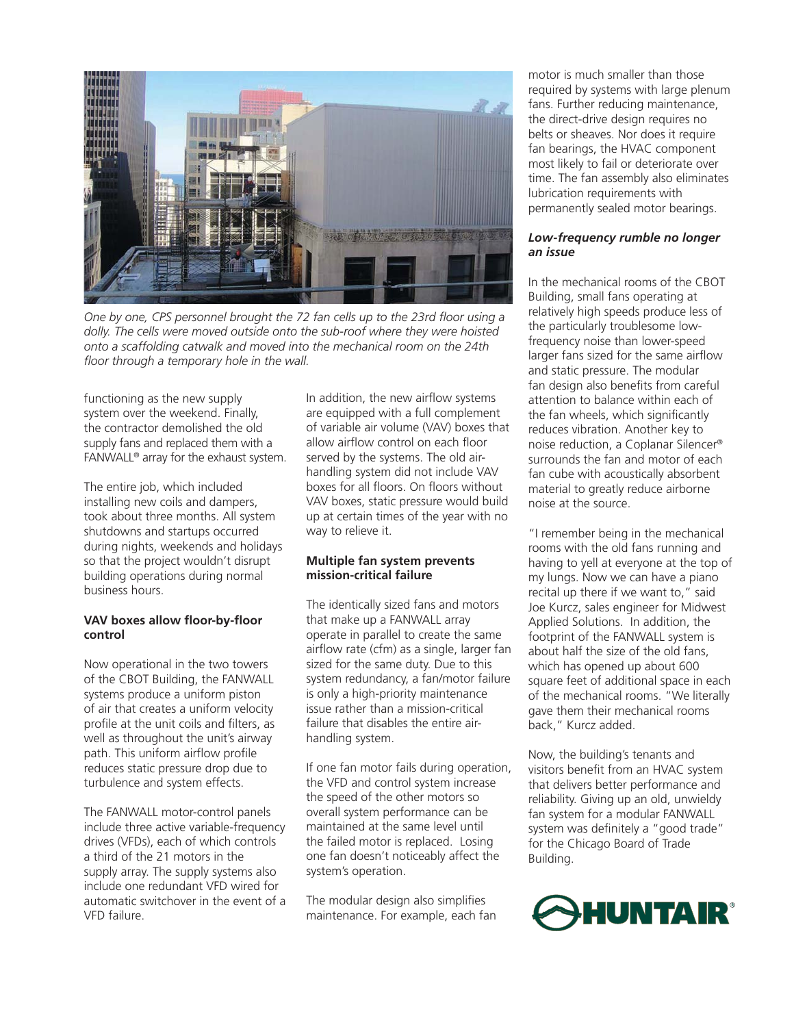*One by one, CPS personnel brought the 72 fan cells up to the 23rd floor using a dolly. The cells were moved outside onto the sub-roof where they were hoisted onto a scaffolding catwalk and moved into the mechanical room on the 24th floor through a temporary hole in the wall.*

functioning as the new supply system over the weekend. Finally, the contractor demolished the old supply fans and replaced them with a FANWALL® array for the exhaust system.

The entire job, which included installing new coils and dampers, took about three months. All system shutdowns and startups occurred during nights, weekends and holidays so that the project wouldn't disrupt building operations during normal business hours.

**VAV boxes allow floor-by-floor control**

Now operational in the two towers of the CBOT Building, the FANWALL systems produce a uniform piston of air that creates a uniform velocity profile at the unit coils and filters, as well as throughout the unit's airway path. This uniform airflow profile reduces static pressure drop due to turbulence and system effects.

The FANWALL motor-control panels include three active variable-frequency drives (VFDs), each of which controls a third of the 21 motors in the supply array. The supply systems also include one redundant VFD wired for automatic switchover in the event of a VFD failure.

In addition, the new airflow systems are equipped with a full complement of variable air volume (VAV) boxes that allow airflow control on each floor served by the systems. The old air-handling system did not include VAV boxes for all floors. On floors without VAV boxes, static pressure would build up at certain times of the year with no way to relieve it.

**Multiple fan system prevents mission-critical failure**

The identically sized fans and motors that make up a FANWALL array operate in parallel to create the same airflow rate (cfm) as a single, larger fan sized for the same duty. Due to this system redundancy, a fan/motor failure is only a high-priority maintenance issue rather than a mission-critical failure that disables the entire air-handling system.

If one fan motor fails during operation, the VFD and control system increase the speed of the other motors so overall system performance can be maintained at the same level until the failed motor is replaced. Losing one fan doesn't noticeably affect the system's operation.

The modular design also simplifies maintenance. For example, each fan motor is much smaller than those required by systems with large plenum fans. Further reducing maintenance, the direct-drive design requires no belts or sheaves. Nor does it require fan bearings, the HVAC component most likely to fail or deteriorate over time. The fan assembly also eliminates lubrication requirements with permanently sealed motor bearings.

***Low-frequency rumble no longer an issue***

In the mechanical rooms of the CBOT Building, small fans operating at relatively high speeds produce less of the particularly troublesome low-frequency noise than lower-speed larger fans sized for the same airflow and static pressure. The modular fan design also benefits from careful attention to balance within each of the fan wheels, which significantly reduces vibration. Another key to noise reduction, a Coplanar Silencer® surrounds the fan and motor of each fan cube with acoustically absorbent material to greatly reduce airborne noise at the source.

"I remember being in the mechanical rooms with the old fans running and having to yell at everyone at the top of my lungs. Now we can have a piano recital up there if we want to," said Joe Kurcz, sales engineer for Midwest Applied Solutions. In addition, the footprint of the FANWALL system is about half the size of the old fans, which has opened up about 600 square feet of additional space in each of the mechanical rooms. "We literally gave them their mechanical rooms back," Kurcz added.

Now, the building's tenants and visitors benefit from an HVAC system that delivers better performance and reliability. Giving up an old, unwieldy fan system for a modular FANWALL system was definitely a "good trade" for the Chicago Board of Trade Building.

HUNTAIR®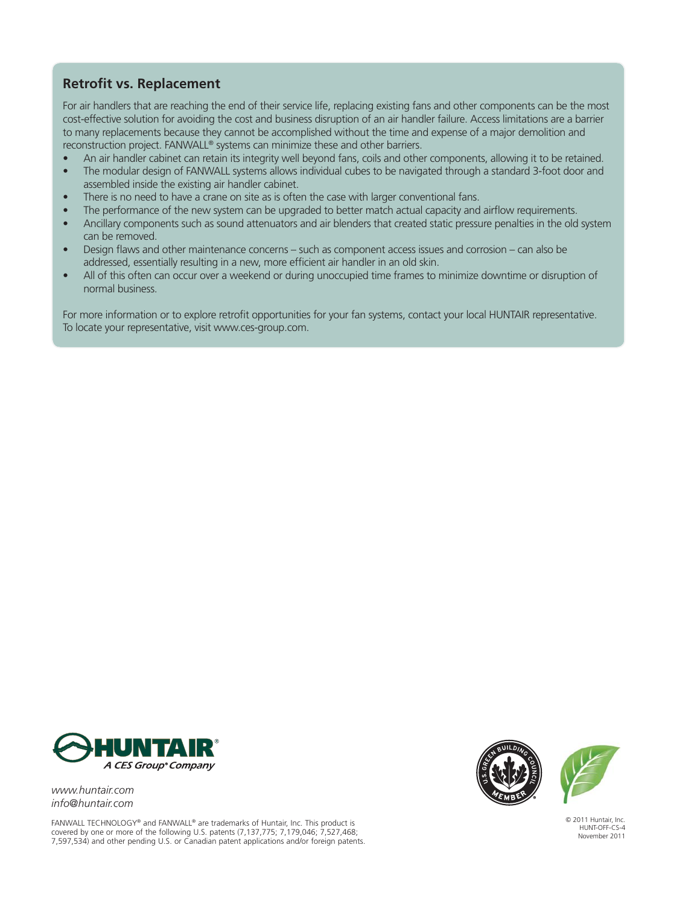## Retrofit vs. Replacement

For air handlers that are reaching the end of their service life, replacing existing fans and other components can be the most cost-effective solution for avoiding the cost and business disruption of an air handler failure. Access limitations are a barrier to many replacements because they cannot be accomplished without the time and expense of a major demolition and reconstruction project. FANWALL® systems can minimize these and other barriers.

- An air handler cabinet can retain its integrity well beyond fans, coils and other components, allowing it to be retained.
- The modular design of FANWALL systems allows individual cubes to be navigated through a standard 3-foot door and assembled inside the existing air handler cabinet.
- There is no need to have a crane on site as is often the case with larger conventional fans.
- The performance of the new system can be upgraded to better match actual capacity and airflow requirements.
- Ancillary components such as sound attenuators and air blenders that created static pressure penalties in the old system can be removed.
- Design flaws and other maintenance concerns – such as component access issues and corrosion – can also be addressed, essentially resulting in a new, more efficient air handler in an old skin.
- All of this often can occur over a weekend or during unoccupied time frames to minimize downtime or disruption of normal business.

For more information or to explore retrofit opportunities for your fan systems, contact your local HUNTAIR representative. To locate your representative, visit www.ces-group.com.

HUNTAIR®
*A CES Group® Company*

*www.huntair.com*
*info@huntair.com*

FANWALL TECHNOLOGY® and FANWALL® are trademarks of Huntair, Inc. This product is covered by one or more of the following U.S. patents (7,137,775; 7,179,046; 7,527,468; 7,597,534) and other pending U.S. or Canadian patent applications and/or foreign patents.

U.S. GREEN BUILDING COUNCIL MEMBER

© 2011 Huntair, Inc.
HUNT-OFF-CS-4
November 2011